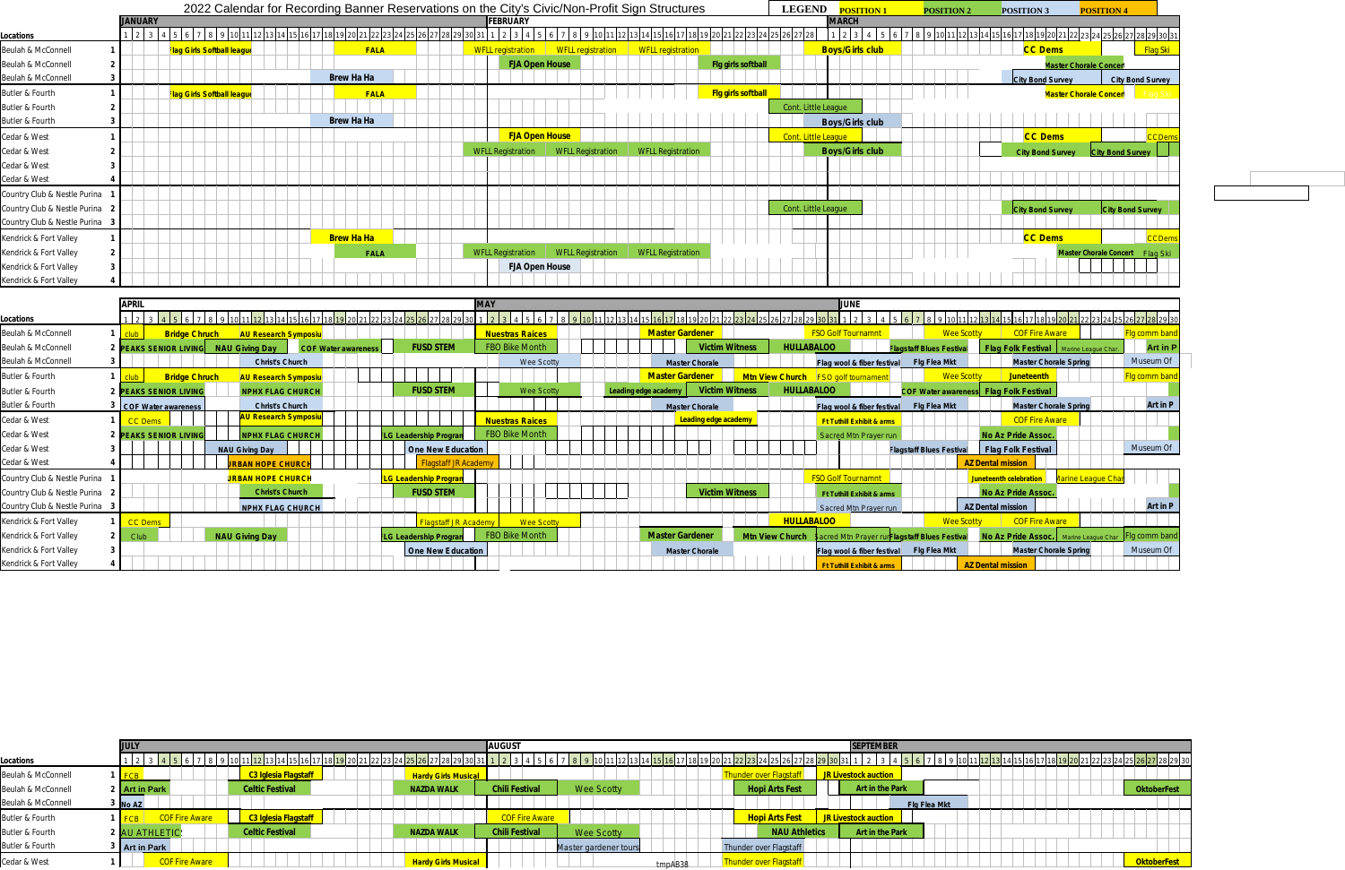# 2022 Calendar for Recording Banner Reservations on the City's Civic/Non-Profit Sign Structures

**LEGEND:** POSITION 1 | POSITION 2 | POSITION 3 | POSITION 4

## JANUARY – FEBRUARY – MARCH

| Locations | Pos. | January | February | March |
|---|---|---|---|---|
| Beulah & McConnell | 1 | Flag Girls Softball league; FALA | WFLL registration; WFLL registration; WFLL registration | Boys/Girls club; CC Dems; Flag Ski |
| Beulah & McConnell | 2 | | FJA Open House; Flg girls softball | Master Chorale Concert |
| Beulah & McConnell | 3 | Brew Ha Ha | | City Bond Survey; City Bond Survey |
| Butler & Fourth | 1 | Flag Girls Softball league; FALA | Flg girls softball | Master Chorale Concert |
| Butler & Fourth | 2 | | Cont. Little League | |
| Butler & Fourth | 3 | Brew Ha Ha | | Boys/Girls club |
| Cedar & West | 1 | | FJA Open House; Cont. Little League | CC Dems; CC Dems |
| Cedar & West | 2 | WFLL Registration | WFLL Registration; WFLL Registration | Boys/Girls club; City Bond Survey; City Bond Survey |
| Cedar & West | 3 | | | |
| Cedar & West | 4 | | | |
| Country Club & Nestle Purina | 1 | | | |
| Country Club & Nestle Purina | 2 | | Cont. Little League | City Bond Survey; City Bond Survey |
| Country Club & Nestle Purina | 3 | | | |
| Kendrick & Fort Valley | 1 | Brew Ha Ha | | CC Dems; CC Dems |
| Kendrick & Fort Valley | 2 | FALA; WFLL Registration | WFLL Registration; WFLL Registration | Master Chorale Concert; Flag Ski |
| Kendrick & Fort Valley | 3 | | FJA Open House | |
| Kendrick & Fort Valley | 4 | | | |

## APRIL – MAY – JUNE

| Locations | Pos. | April | May | June |
|---|---|---|---|---|
| Beulah & McConnell | 1 | club; Bridge Chruch; AU Research Symposium | Nuestras Raices; Master Gardener; FSO Golf Tournament | Wee Scotty; COF Fire Aware; Flg comm band |
| Beulah & McConnell | 2 | PEAKS SENIOR LIVING; NAU Giving Day; COF Water awareness; FUSD STEM | FBO Bike Month; Victim Witness; HULLABALOO | Flagstaff Blues Festival; Flag Folk Festival; Marine League Char.; Art in P |
| Beulah & McConnell | 3 | Christ's Church | Wee Scotty; Master Chorale | Flag wool & fiber festival; Flg Flea Mkt; Master Chorale Spring; Museum Of |
| Butler & Fourth | 1 | club; Bridge Chruch; AU Research Symposium | Master Gardener; Mtn View Church; FSO golf tournament | Wee Scotty; Juneteenth; Flg comm band |
| Butler & Fourth | 2 | PEAKS SENIOR LIVING; NPHX FLAG CHURCH; FUSD STEM | Wee Scotty; Leading edge academy; Victim Witness; HULLABALOO | COF Water awareness; Flag Folk Festival |
| Butler & Fourth | 3 | COF Water awareness; Christ's Church | Master Chorale | Flag wool & fiber festival; Flg Flea Mkt; Master Chorale Spring; Art in P |
| Cedar & West | 1 | CC Dems; AU Research Symposium | Nuestras Raices; Leading edge academy | Ft Tuthill Exhibit & arms; COF Fire Aware |
| Cedar & West | 2 | PEAKS SENIOR LIVING; NPHX FLAG CHURCH; FLG Leadership Program | FBO Bike Month | Sacred Mtn Prayer run; No Az Pride Assoc. |
| Cedar & West | 3 | NAU Giving Day; One New Education | | Flagstaff Blues Festival; Flag Folk Festival; Museum Of |
| Cedar & West | 4 | URBAN HOPE CHURCH; Flagstaff JR Academy | | AZ Dental mission |
| Country Club & Nestle Purina | 1 | URBAN HOPE CHURCH; FLG Leadership Program | FSO Golf Tournament | Juneteenth celebration; Marine League Char |
| Country Club & Nestle Purina | 2 | Christ's Church; FUSD STEM | Victim Witness | Ft Tuthill Exhibit & arms; No Az Pride Assoc. |
| Country Club & Nestle Purina | 3 | NPHX FLAG CHURCH | | Sacred Mtn Prayer run; AZ Dental mission; Art in P |
| Kendrick & Fort Valley | 1 | CC Dems; Flagstaff JR Academy | Wee Scotty; HULLABALOO | Wee Scotty; COF Fire Aware |
| Kendrick & Fort Valley | 2 | Club; NAU Giving Day; FLG Leadership Program | FBO Bike Month; Master Gardener; Mtn View Church | Sacred Mtn Prayer run; Flagstaff Blues Festival; No Az Pride Assoc.; Marine League Char; Flg comm band |
| Kendrick & Fort Valley | 3 | One New Education | Master Chorale | Flag wool & fiber festival; Flg Flea Mkt; Master Chorale Spring; Museum Of |
| Kendrick & Fort Valley | 4 | | | Ft Tuthill Exhibit & arms; AZ Dental mission |

## JULY – AUGUST – SEPTEMBER

| Locations | Pos. | July | August | September |
|---|---|---|---|---|
| Beulah & McConnell | 1 | FCB; C3 Iglesia Flagstaff; Hardy Girls Musical | Thunder over Flagstaff | JR Livestock auction |
| Beulah & McConnell | 2 | Art in Park; Celtic Festival; NAZDA WALK | Chili Festival; Wee Scotty; Hopi Arts Fest | Art in the Park; OktoberFest |
| Beulah & McConnell | 3 | No AZ | | Flg Flea Mkt |
| Butler & Fourth | 1 | FCB; COF Fire Aware; C3 Iglesia Flagstaff | COF Fire Aware; Hopi Arts Fest | JR Livestock auction |
| Butler & Fourth | 2 | AU ATHLETICS; Celtic Festival; NAZDA WALK | Chili Festival; Wee Scotty; NAU Athletics | Art in the Park |
| Butler & Fourth | 3 | Art in Park | Master gardener tours; Thunder over Flagstaff | |
| Cedar & West | 1 | COF Fire Aware; Hardy Girls Musical | Thunder over Flagstaff | OktoberFest |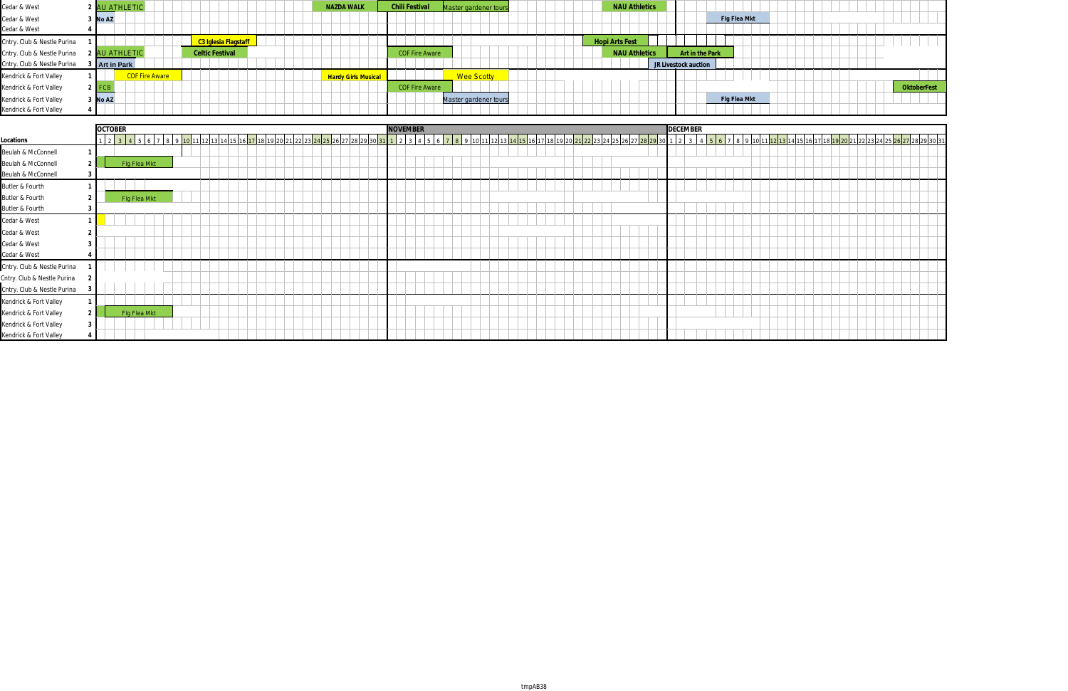| | | |
|---|---|---|
| Cedar & West | 2 | AU ATHLETIC · NAZDA WALK · Chili Festival · Master gardener tours · NAU Athletics |
| Cedar & West | 3 | No AZ · Flg Flea Mkt |
| Cedar & West | 4 | |
| Cntry. Club & Nestle Purina | 1 | C3 Iglesia Flagstaff · Hopi Arts Fest |
| Cntry. Club & Nestle Purina | 2 | AU ATHLETIC · Celtic Festival · COF Fire Aware · NAU Athletics · Art in the Park |
| Cntry. Club & Nestle Purina | 3 | Art in Park · JR Livestock auction |
| Kendrick & Fort Valley | 1 | COF Fire Aware · Hardy Girls Musical · Wee Scotty |
| Kendrick & Fort Valley | 2 | FCB · COF Fire Aware · OktoberFest |
| Kendrick & Fort Valley | 3 | No AZ · Master gardener tours · Flg Flea Mkt |
| Kendrick & Fort Valley | 4 | |

| Locations | | OCTOBER (1–31) | NOVEMBER (1–30) | DECEMBER (1–31) |
|---|---|---|---|---|
| Beulah & McConnell | 1 | | | |
| Beulah & McConnell | 2 | Flg Flea Mkt | | |
| Beulah & McConnell | 3 | | | |
| Butler & Fourth | 1 | | | |
| Butler & Fourth | 2 | Flg Flea Mkt | | |
| Butler & Fourth | 3 | | | |
| Cedar & West | 1 | | | |
| Cedar & West | 2 | | | |
| Cedar & West | 3 | | | |
| Cedar & West | 4 | | | |
| Cntry. Club & Nestle Purina | 1 | | | |
| Cntry. Club & Nestle Purina | 2 | | | |
| Cntry. Club & Nestle Purina | 3 | | | |
| Kendrick & Fort Valley | 1 | | | |
| Kendrick & Fort Valley | 2 | Flg Flea Mkt | | |
| Kendrick & Fort Valley | 3 | | | |
| Kendrick & Fort Valley | 4 | | | |